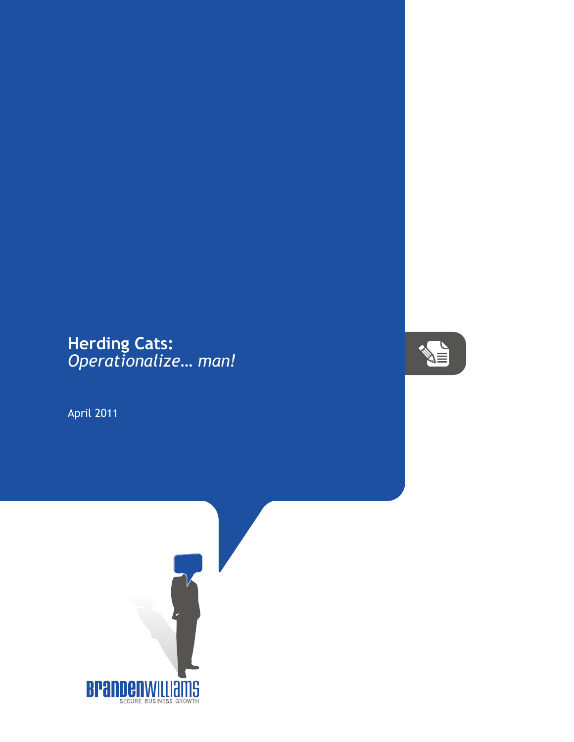# Herding Cats:
*Operationalize… man!*

April 2011

BRANDENWILLIAMS
SECURE BUSINESS GROWTH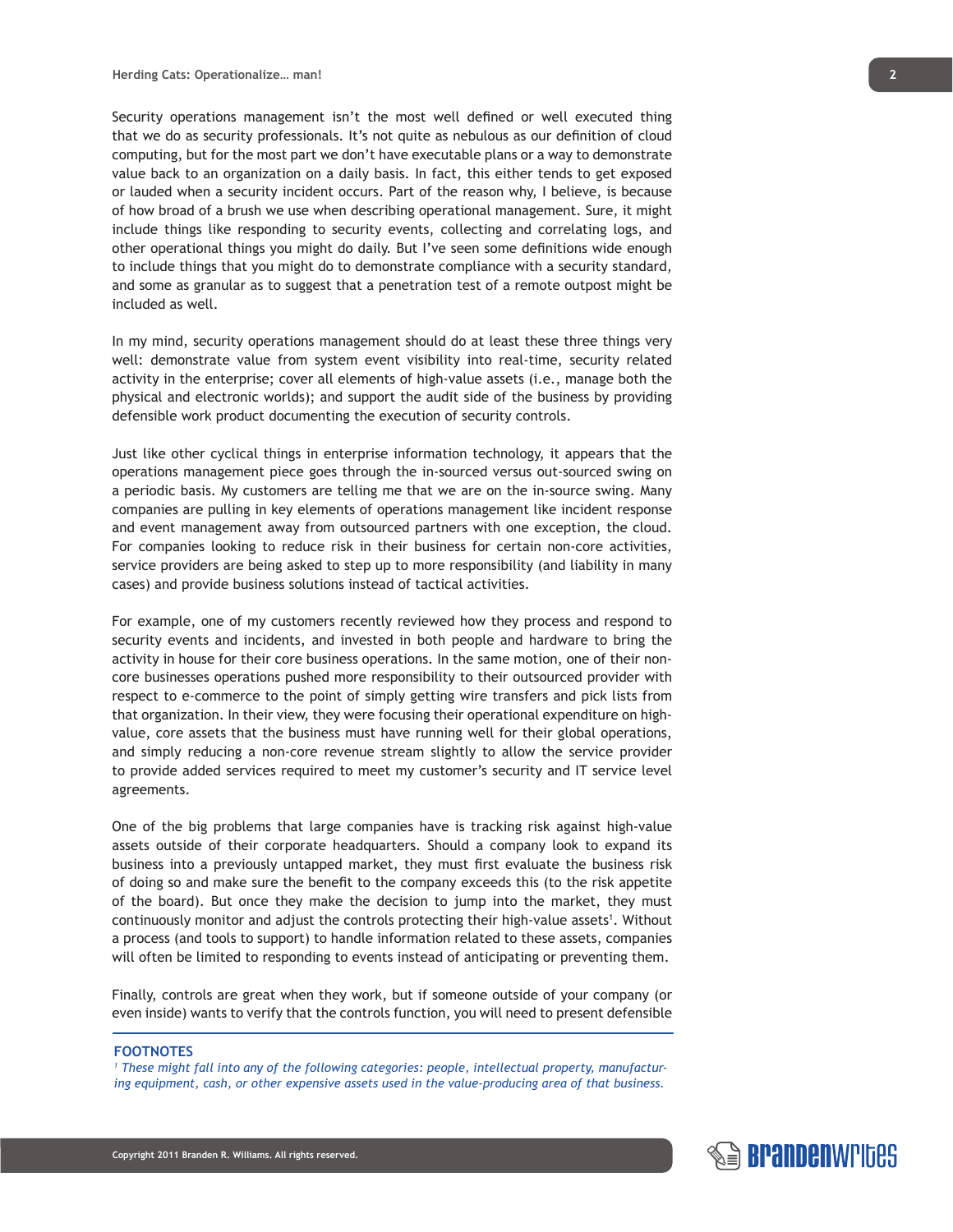Security operations management isn't the most well defined or well executed thing that we do as security professionals. It's not quite as nebulous as our definition of cloud computing, but for the most part we don't have executable plans or a way to demonstrate value back to an organization on a daily basis. In fact, this either tends to get exposed or lauded when a security incident occurs. Part of the reason why, I believe, is because of how broad of a brush we use when describing operational management. Sure, it might include things like responding to security events, collecting and correlating logs, and other operational things you might do daily. But I've seen some definitions wide enough to include things that you might do to demonstrate compliance with a security standard, and some as granular as to suggest that a penetration test of a remote outpost might be included as well.

In my mind, security operations management should do at least these three things very well: demonstrate value from system event visibility into real-time, security related activity in the enterprise; cover all elements of high-value assets (i.e., manage both the physical and electronic worlds); and support the audit side of the business by providing defensible work product documenting the execution of security controls.

Just like other cyclical things in enterprise information technology, it appears that the operations management piece goes through the in-sourced versus out-sourced swing on a periodic basis. My customers are telling me that we are on the in-source swing. Many companies are pulling in key elements of operations management like incident response and event management away from outsourced partners with one exception, the cloud. For companies looking to reduce risk in their business for certain non-core activities, service providers are being asked to step up to more responsibility (and liability in many cases) and provide business solutions instead of tactical activities.

For example, one of my customers recently reviewed how they process and respond to security events and incidents, and invested in both people and hardware to bring the activity in house for their core business operations. In the same motion, one of their non-core businesses operations pushed more responsibility to their outsourced provider with respect to e-commerce to the point of simply getting wire transfers and pick lists from that organization. In their view, they were focusing their operational expenditure on high-value, core assets that the business must have running well for their global operations, and simply reducing a non-core revenue stream slightly to allow the service provider to provide added services required to meet my customer's security and IT service level agreements.

One of the big problems that large companies have is tracking risk against high-value assets outside of their corporate headquarters. Should a company look to expand its business into a previously untapped market, they must first evaluate the business risk of doing so and make sure the benefit to the company exceeds this (to the risk appetite of the board). But once they make the decision to jump into the market, they must continuously monitor and adjust the controls protecting their high-value assets[1]. Without a process (and tools to support) to handle information related to these assets, companies will often be limited to responding to events instead of anticipating or preventing them.

Finally, controls are great when they work, but if someone outside of your company (or even inside) wants to verify that the controls function, you will need to present defensible

**FOOTNOTES**

*[1] These might fall into any of the following categories: people, intellectual property, manufacturing equipment, cash, or other expensive assets used in the value-producing area of that business.*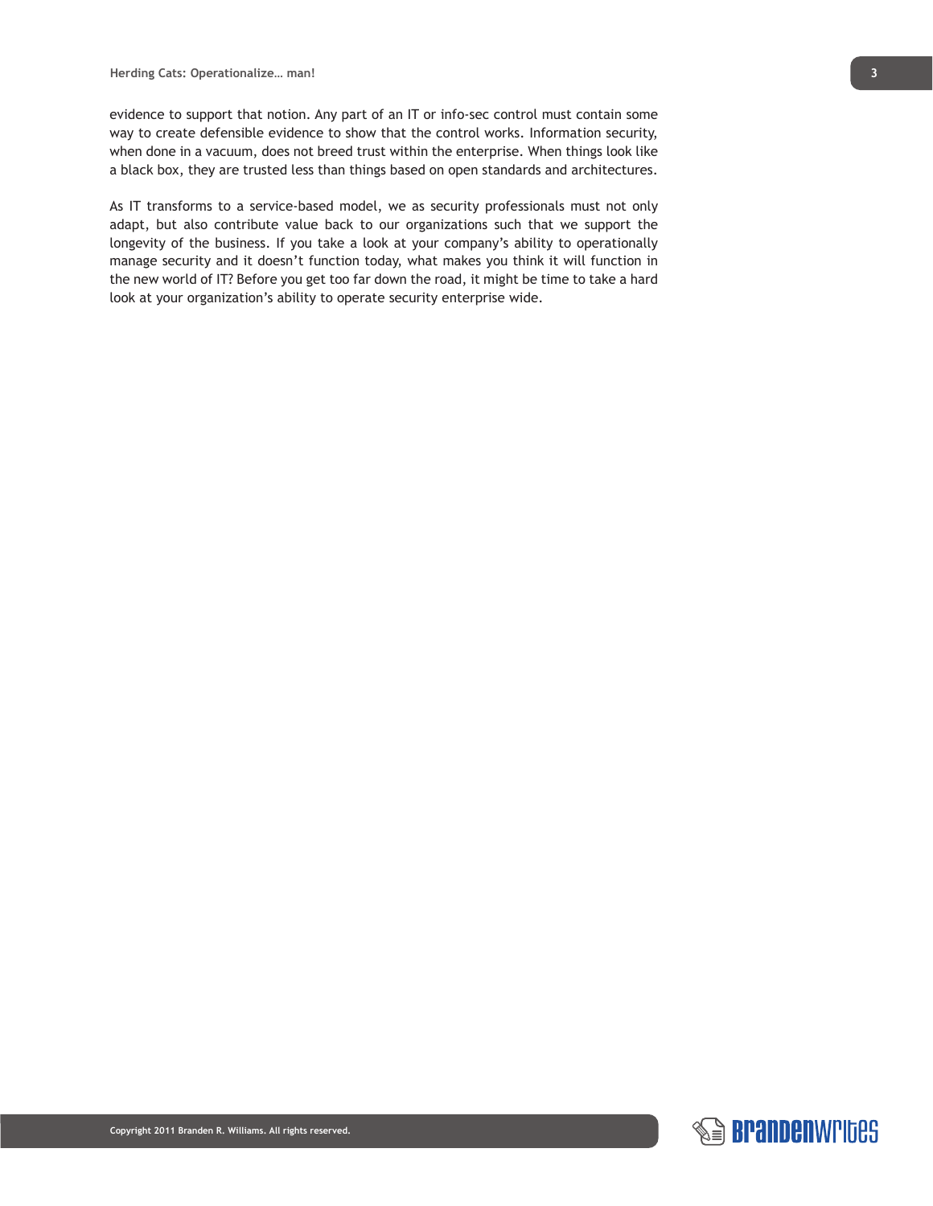evidence to support that notion. Any part of an IT or info-sec control must contain some way to create defensible evidence to show that the control works. Information security, when done in a vacuum, does not breed trust within the enterprise. When things look like a black box, they are trusted less than things based on open standards and architectures.

As IT transforms to a service-based model, we as security professionals must not only adapt, but also contribute value back to our organizations such that we support the longevity of the business. If you take a look at your company's ability to operationally manage security and it doesn't function today, what makes you think it will function in the new world of IT? Before you get too far down the road, it might be time to take a hard look at your organization's ability to operate security enterprise wide.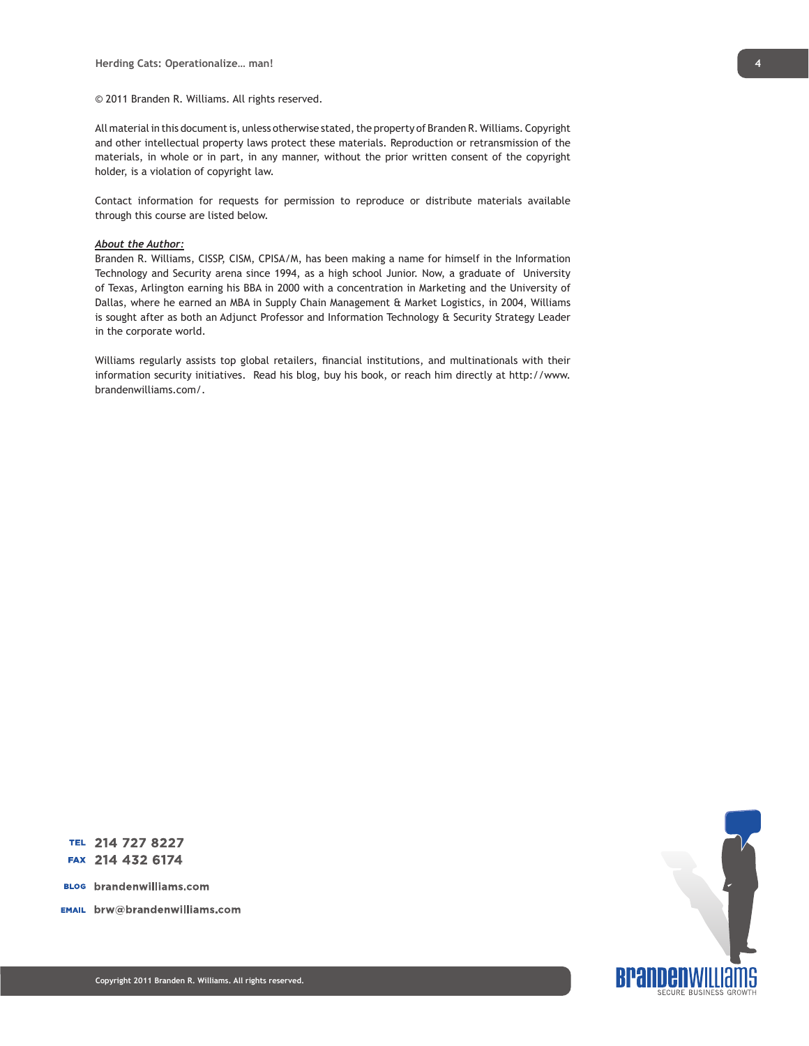© 2011 Branden R. Williams. All rights reserved.

All material in this document is, unless otherwise stated, the property of Branden R. Williams. Copyright and other intellectual property laws protect these materials. Reproduction or retransmission of the materials, in whole or in part, in any manner, without the prior written consent of the copyright holder, is a violation of copyright law.

Contact information for requests for permission to reproduce or distribute materials available through this course are listed below.

***About the Author:***

Branden R. Williams, CISSP, CISM, CPISA/M, has been making a name for himself in the Information Technology and Security arena since 1994, as a high school Junior. Now, a graduate of University of Texas, Arlington earning his BBA in 2000 with a concentration in Marketing and the University of Dallas, where he earned an MBA in Supply Chain Management & Market Logistics, in 2004, Williams is sought after as both an Adjunct Professor and Information Technology & Security Strategy Leader in the corporate world.

Williams regularly assists top global retailers, financial institutions, and multinationals with their information security initiatives. Read his blog, buy his book, or reach him directly at http://www.brandenwilliams.com/.

**TEL** 214 727 8227
**FAX** 214 432 6174

**BLOG** brandenwilliams.com

**EMAIL** brw@brandenwilliams.com

BrandenWilliams
SECURE BUSINESS GROWTH